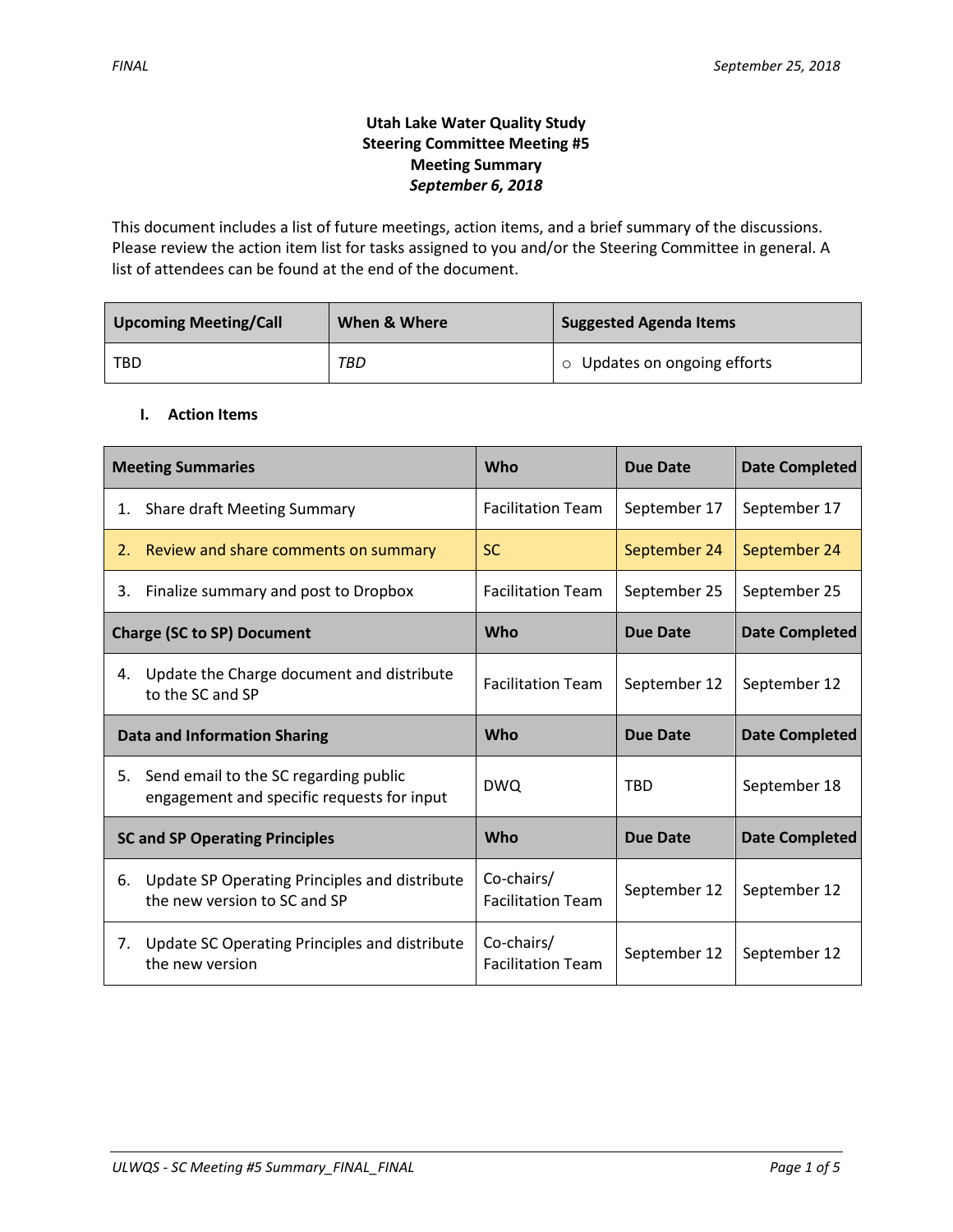FINAL

September 25, 2018

**Utah Lake Water Quality Study**
**Steering Committee Meeting #5**
**Meeting Summary**
***September 6, 2018***

This document includes a list of future meetings, action items, and a brief summary of the discussions. Please review the action item list for tasks assigned to you and/or the Steering Committee in general. A list of attendees can be found at the end of the document.

| Upcoming Meeting/Call | When & Where | Suggested Agenda Items |
|---|---|---|
| TBD | *TBD* | ○ Updates on ongoing efforts |

## I. Action Items

| Meeting Summaries | Who | Due Date | Date Completed |
|---|---|---|---|
| 1. Share draft Meeting Summary | Facilitation Team | September 17 | September 17 |
| 2. Review and share comments on summary | SC | September 24 | September 24 |
| 3. Finalize summary and post to Dropbox | Facilitation Team | September 25 | September 25 |
| **Charge (SC to SP) Document** | **Who** | **Due Date** | **Date Completed** |
| 4. Update the Charge document and distribute to the SC and SP | Facilitation Team | September 12 | September 12 |
| **Data and Information Sharing** | **Who** | **Due Date** | **Date Completed** |
| 5. Send email to the SC regarding public engagement and specific requests for input | DWQ | TBD | September 18 |
| **SC and SP Operating Principles** | **Who** | **Due Date** | **Date Completed** |
| 6. Update SP Operating Principles and distribute the new version to SC and SP | Co-chairs/ Facilitation Team | September 12 | September 12 |
| 7. Update SC Operating Principles and distribute the new version | Co-chairs/ Facilitation Team | September 12 | September 12 |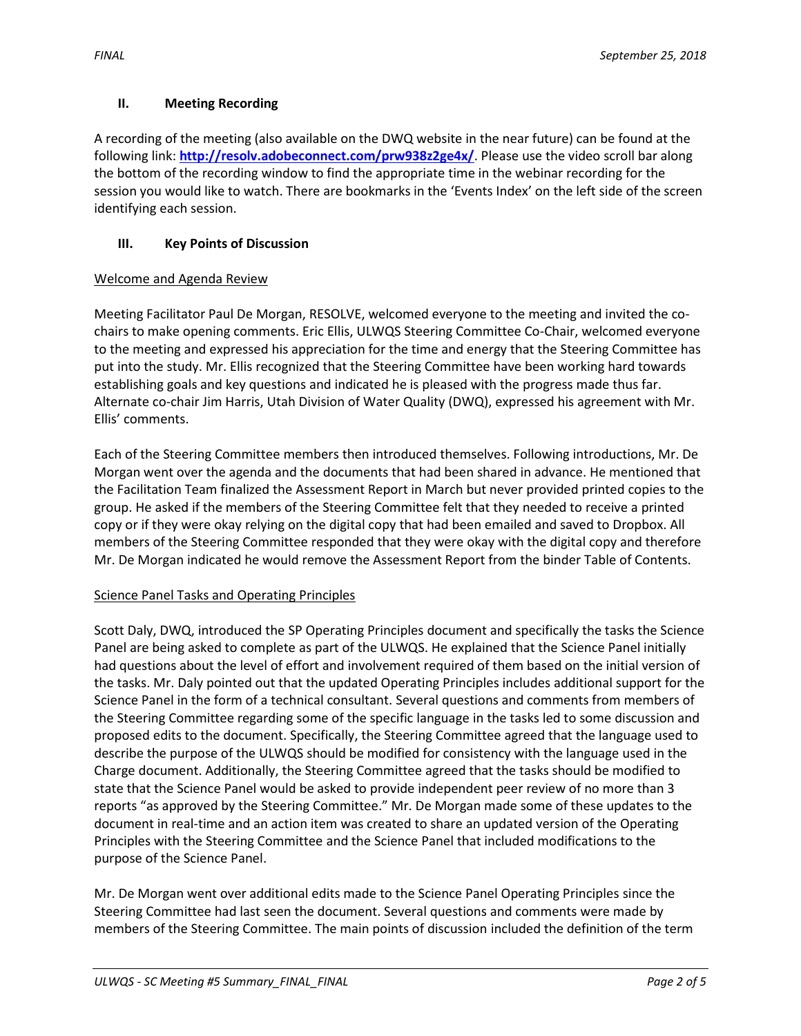## II. Meeting Recording

A recording of the meeting (also available on the DWQ website in the near future) can be found at the following link: **http://resolv.adobeconnect.com/prw938z2ge4x/**. Please use the video scroll bar along the bottom of the recording window to find the appropriate time in the webinar recording for the session you would like to watch. There are bookmarks in the 'Events Index' on the left side of the screen identifying each session.

## III. Key Points of Discussion

### Welcome and Agenda Review

Meeting Facilitator Paul De Morgan, RESOLVE, welcomed everyone to the meeting and invited the co-chairs to make opening comments. Eric Ellis, ULWQS Steering Committee Co-Chair, welcomed everyone to the meeting and expressed his appreciation for the time and energy that the Steering Committee has put into the study. Mr. Ellis recognized that the Steering Committee have been working hard towards establishing goals and key questions and indicated he is pleased with the progress made thus far. Alternate co-chair Jim Harris, Utah Division of Water Quality (DWQ), expressed his agreement with Mr. Ellis' comments.

Each of the Steering Committee members then introduced themselves. Following introductions, Mr. De Morgan went over the agenda and the documents that had been shared in advance. He mentioned that the Facilitation Team finalized the Assessment Report in March but never provided printed copies to the group. He asked if the members of the Steering Committee felt that they needed to receive a printed copy or if they were okay relying on the digital copy that had been emailed and saved to Dropbox. All members of the Steering Committee responded that they were okay with the digital copy and therefore Mr. De Morgan indicated he would remove the Assessment Report from the binder Table of Contents.

### Science Panel Tasks and Operating Principles

Scott Daly, DWQ, introduced the SP Operating Principles document and specifically the tasks the Science Panel are being asked to complete as part of the ULWQS. He explained that the Science Panel initially had questions about the level of effort and involvement required of them based on the initial version of the tasks. Mr. Daly pointed out that the updated Operating Principles includes additional support for the Science Panel in the form of a technical consultant. Several questions and comments from members of the Steering Committee regarding some of the specific language in the tasks led to some discussion and proposed edits to the document. Specifically, the Steering Committee agreed that the language used to describe the purpose of the ULWQS should be modified for consistency with the language used in the Charge document. Additionally, the Steering Committee agreed that the tasks should be modified to state that the Science Panel would be asked to provide independent peer review of no more than 3 reports "as approved by the Steering Committee." Mr. De Morgan made some of these updates to the document in real-time and an action item was created to share an updated version of the Operating Principles with the Steering Committee and the Science Panel that included modifications to the purpose of the Science Panel.

Mr. De Morgan went over additional edits made to the Science Panel Operating Principles since the Steering Committee had last seen the document. Several questions and comments were made by members of the Steering Committee. The main points of discussion included the definition of the term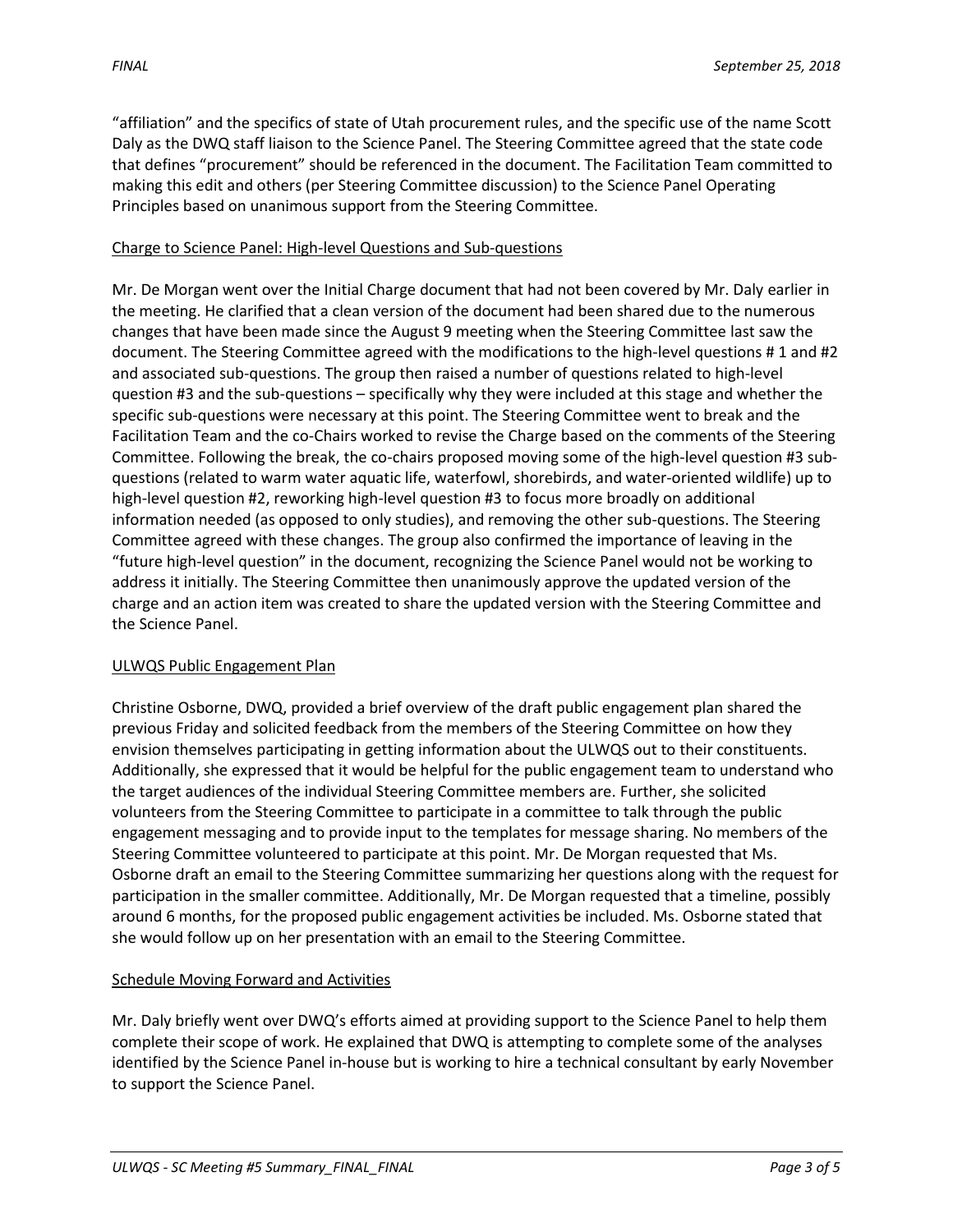"affiliation" and the specifics of state of Utah procurement rules, and the specific use of the name Scott Daly as the DWQ staff liaison to the Science Panel. The Steering Committee agreed that the state code that defines "procurement" should be referenced in the document. The Facilitation Team committed to making this edit and others (per Steering Committee discussion) to the Science Panel Operating Principles based on unanimous support from the Steering Committee.

### Charge to Science Panel: High-level Questions and Sub-questions

Mr. De Morgan went over the Initial Charge document that had not been covered by Mr. Daly earlier in the meeting. He clarified that a clean version of the document had been shared due to the numerous changes that have been made since the August 9 meeting when the Steering Committee last saw the document. The Steering Committee agreed with the modifications to the high-level questions # 1 and #2 and associated sub-questions. The group then raised a number of questions related to high-level question #3 and the sub-questions – specifically why they were included at this stage and whether the specific sub-questions were necessary at this point. The Steering Committee went to break and the Facilitation Team and the co-Chairs worked to revise the Charge based on the comments of the Steering Committee. Following the break, the co-chairs proposed moving some of the high-level question #3 sub-questions (related to warm water aquatic life, waterfowl, shorebirds, and water-oriented wildlife) up to high-level question #2, reworking high-level question #3 to focus more broadly on additional information needed (as opposed to only studies), and removing the other sub-questions. The Steering Committee agreed with these changes. The group also confirmed the importance of leaving in the "future high-level question" in the document, recognizing the Science Panel would not be working to address it initially. The Steering Committee then unanimously approve the updated version of the charge and an action item was created to share the updated version with the Steering Committee and the Science Panel.

### ULWQS Public Engagement Plan

Christine Osborne, DWQ, provided a brief overview of the draft public engagement plan shared the previous Friday and solicited feedback from the members of the Steering Committee on how they envision themselves participating in getting information about the ULWQS out to their constituents. Additionally, she expressed that it would be helpful for the public engagement team to understand who the target audiences of the individual Steering Committee members are. Further, she solicited volunteers from the Steering Committee to participate in a committee to talk through the public engagement messaging and to provide input to the templates for message sharing. No members of the Steering Committee volunteered to participate at this point. Mr. De Morgan requested that Ms. Osborne draft an email to the Steering Committee summarizing her questions along with the request for participation in the smaller committee. Additionally, Mr. De Morgan requested that a timeline, possibly around 6 months, for the proposed public engagement activities be included. Ms. Osborne stated that she would follow up on her presentation with an email to the Steering Committee.

### Schedule Moving Forward and Activities

Mr. Daly briefly went over DWQ's efforts aimed at providing support to the Science Panel to help them complete their scope of work. He explained that DWQ is attempting to complete some of the analyses identified by the Science Panel in-house but is working to hire a technical consultant by early November to support the Science Panel.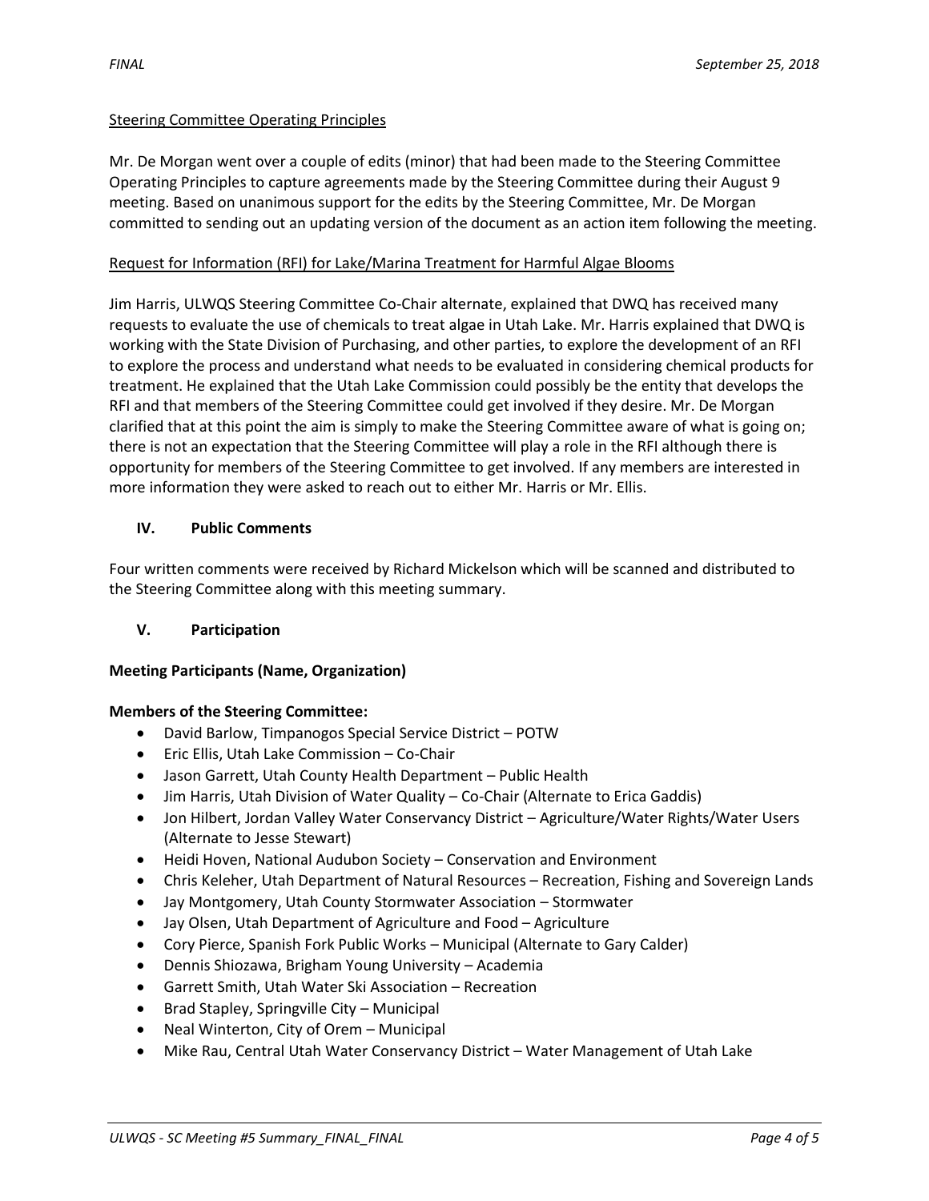<u>Steering Committee Operating Principles</u>

Mr. De Morgan went over a couple of edits (minor) that had been made to the Steering Committee Operating Principles to capture agreements made by the Steering Committee during their August 9 meeting. Based on unanimous support for the edits by the Steering Committee, Mr. De Morgan committed to sending out an updating version of the document as an action item following the meeting.

<u>Request for Information (RFI) for Lake/Marina Treatment for Harmful Algae Blooms</u>

Jim Harris, ULWQS Steering Committee Co-Chair alternate, explained that DWQ has received many requests to evaluate the use of chemicals to treat algae in Utah Lake. Mr. Harris explained that DWQ is working with the State Division of Purchasing, and other parties, to explore the development of an RFI to explore the process and understand what needs to be evaluated in considering chemical products for treatment. He explained that the Utah Lake Commission could possibly be the entity that develops the RFI and that members of the Steering Committee could get involved if they desire. Mr. De Morgan clarified that at this point the aim is simply to make the Steering Committee aware of what is going on; there is not an expectation that the Steering Committee will play a role in the RFI although there is opportunity for members of the Steering Committee to get involved. If any members are interested in more information they were asked to reach out to either Mr. Harris or Mr. Ellis.

## IV. Public Comments

Four written comments were received by Richard Mickelson which will be scanned and distributed to the Steering Committee along with this meeting summary.

## V. Participation

**Meeting Participants (Name, Organization)**

**Members of the Steering Committee:**

- David Barlow, Timpanogos Special Service District – POTW
- Eric Ellis, Utah Lake Commission – Co-Chair
- Jason Garrett, Utah County Health Department – Public Health
- Jim Harris, Utah Division of Water Quality – Co-Chair (Alternate to Erica Gaddis)
- Jon Hilbert, Jordan Valley Water Conservancy District – Agriculture/Water Rights/Water Users (Alternate to Jesse Stewart)
- Heidi Hoven, National Audubon Society – Conservation and Environment
- Chris Keleher, Utah Department of Natural Resources – Recreation, Fishing and Sovereign Lands
- Jay Montgomery, Utah County Stormwater Association – Stormwater
- Jay Olsen, Utah Department of Agriculture and Food – Agriculture
- Cory Pierce, Spanish Fork Public Works – Municipal (Alternate to Gary Calder)
- Dennis Shiozawa, Brigham Young University – Academia
- Garrett Smith, Utah Water Ski Association – Recreation
- Brad Stapley, Springville City – Municipal
- Neal Winterton, City of Orem – Municipal
- Mike Rau, Central Utah Water Conservancy District – Water Management of Utah Lake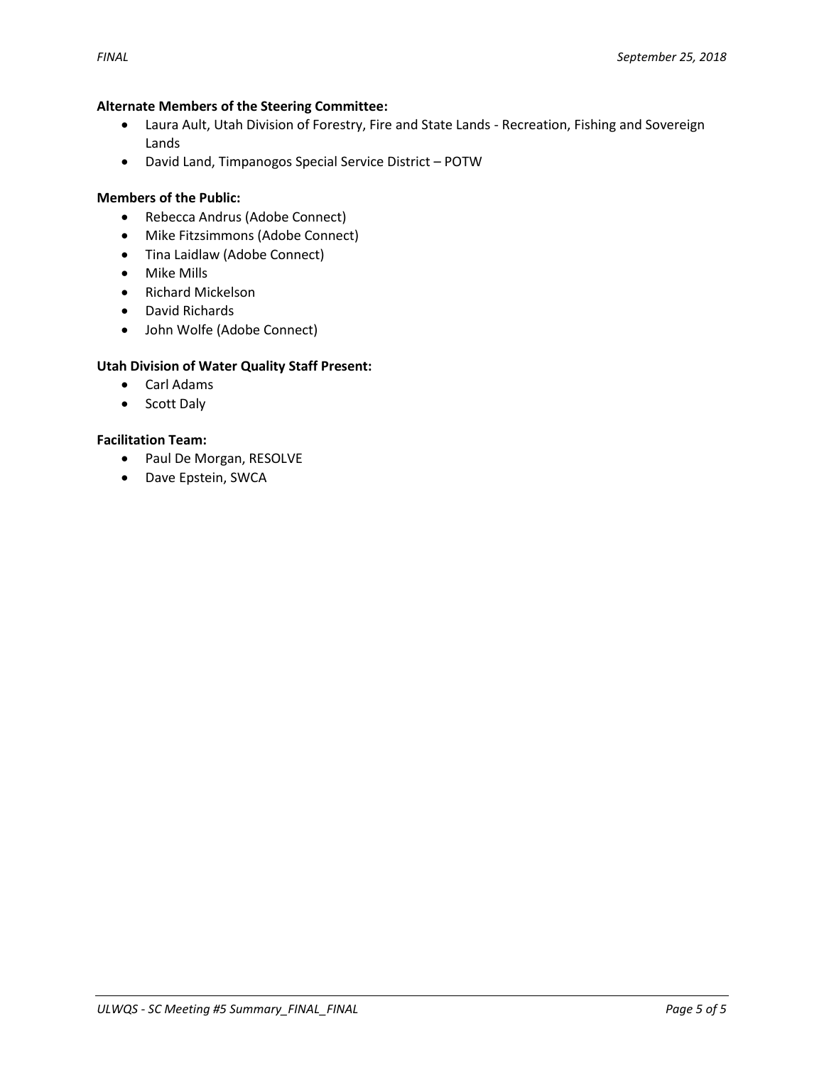**Alternate Members of the Steering Committee:**

- Laura Ault, Utah Division of Forestry, Fire and State Lands - Recreation, Fishing and Sovereign Lands
- David Land, Timpanogos Special Service District – POTW

**Members of the Public:**

- Rebecca Andrus (Adobe Connect)
- Mike Fitzsimmons (Adobe Connect)
- Tina Laidlaw (Adobe Connect)
- Mike Mills
- Richard Mickelson
- David Richards
- John Wolfe (Adobe Connect)

**Utah Division of Water Quality Staff Present:**

- Carl Adams
- Scott Daly

**Facilitation Team:**

- Paul De Morgan, RESOLVE
- Dave Epstein, SWCA